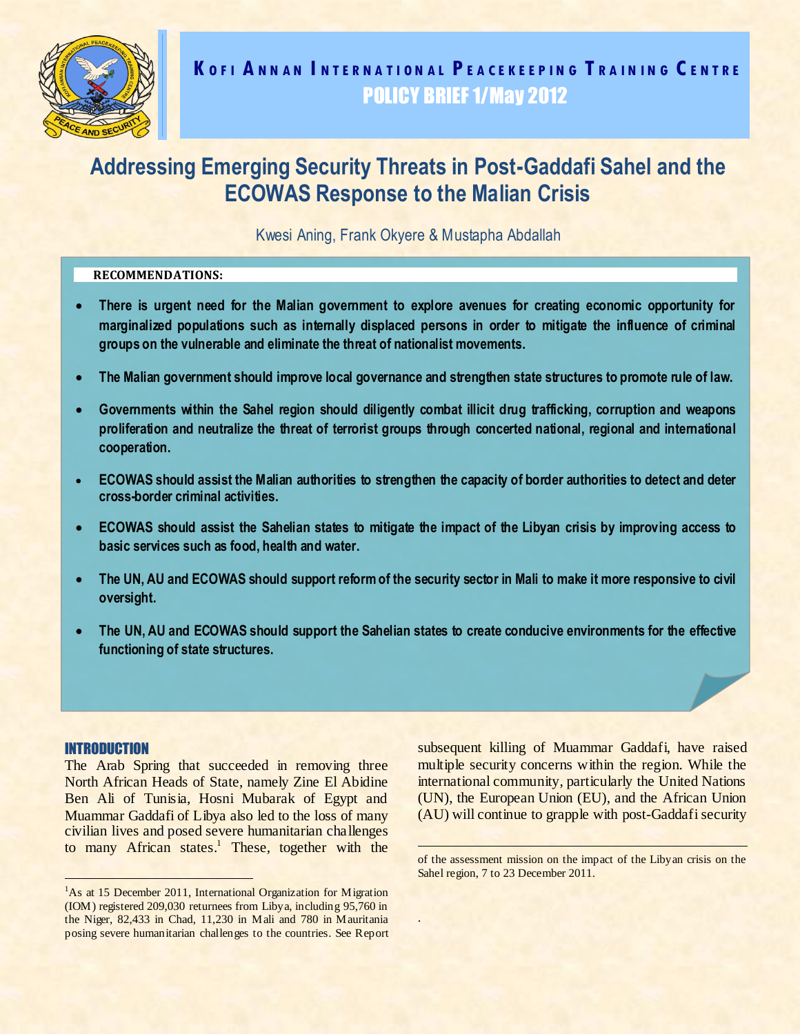**KOFI ANNAN INTERNATIONAL PEACEKEEPING TRAINING CENTRE**

**POLICY BRIEF 1/May 2012**

# Addressing Emerging Security Threats in Post-Gaddafi Sahel and the ECOWAS Response to the Malian Crisis

Kwesi Aning, Frank Okyere & Mustapha Abdallah

**RECOMMENDATIONS:**

- **There is urgent need for the Malian government to explore avenues for creating economic opportunity for marginalized populations such as internally displaced persons in order to mitigate the influence of criminal groups on the vulnerable and eliminate the threat of nationalist movements.**
- **The Malian government should improve local governance and strengthen state structures to promote rule of law.**
- **Governments within the Sahel region should diligently combat illicit drug trafficking, corruption and weapons proliferation and neutralize the threat of terrorist groups through concerted national, regional and international cooperation.**
- **ECOWAS should assist the Malian authorities to strengthen the capacity of border authorities to detect and deter cross-border criminal activities.**
- **ECOWAS should assist the Sahelian states to mitigate the impact of the Libyan crisis by improving access to basic services such as food, health and water.**
- **The UN, AU and ECOWAS should support reform of the security sector in Mali to make it more responsive to civil oversight.**
- **The UN, AU and ECOWAS should support the Sahelian states to create conducive environments for the effective functioning of state structures.**

## INTRODUCTION

The Arab Spring that succeeded in removing three North African Heads of State, namely Zine El Abidine Ben Ali of Tunisia, Hosni Mubarak of Egypt and Muammar Gaddafi of Libya also led to the loss of many civilian lives and posed severe humanitarian challenges to many African states.[1] These, together with the subsequent killing of Muammar Gaddafi, have raised multiple security concerns within the region. While the international community, particularly the United Nations (UN), the European Union (EU), and the African Union (AU) will continue to grapple with post-Gaddafi security

[1] As at 15 December 2011, International Organization for Migration (IOM) registered 209,030 returnees from Libya, including 95,760 in the Niger, 82,433 in Chad, 11,230 in Mali and 780 in Mauritania posing severe humanitarian challenges to the countries. See Report of the assessment mission on the impact of the Libyan crisis on the Sahel region, 7 to 23 December 2011.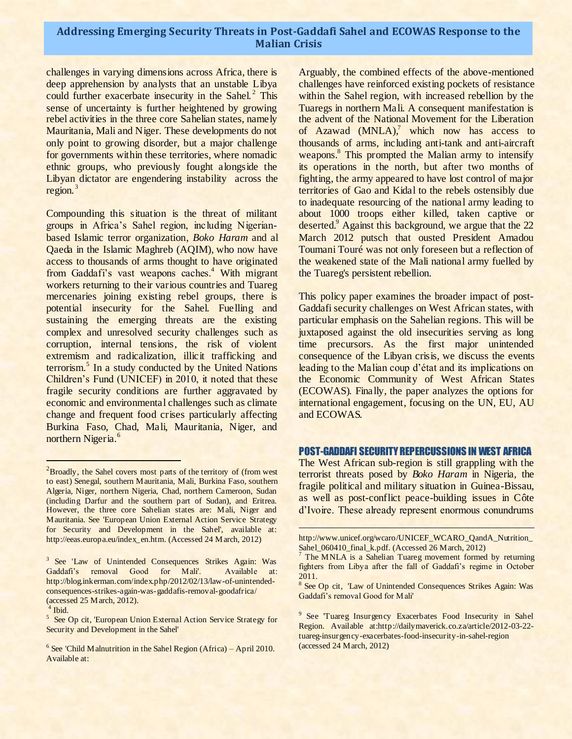challenges in varying dimensions across Africa, there is deep apprehension by analysts that an unstable Libya could further exacerbate insecurity in the Sahel.[2] This sense of uncertainty is further heightened by growing rebel activities in the three core Sahelian states, namely Mauritania, Mali and Niger. These developments do not only point to growing disorder, but a major challenge for governments within these territories, where nomadic ethnic groups, who previously fought alongside the Libyan dictator are engendering instability across the region.[3]

Compounding this situation is the threat of militant groups in Africa's Sahel region, including Nigerian-based Islamic terror organization, *Boko Haram* and al Qaeda in the Islamic Maghreb (AQIM), who now have access to thousands of arms thought to have originated from Gaddafi's vast weapons caches.[4] With migrant workers returning to their various countries and Tuareg mercenaries joining existing rebel groups, there is potential insecurity for the Sahel. Fuelling and sustaining the emerging threats are the existing complex and unresolved security challenges such as corruption, internal tensions, the risk of violent extremism and radicalization, illicit trafficking and terrorism.[5] In a study conducted by the United Nations Children's Fund (UNICEF) in 2010, it noted that these fragile security conditions are further aggravated by economic and environmental challenges such as climate change and frequent food crises particularly affecting Burkina Faso, Chad, Mali, Mauritania, Niger, and northern Nigeria.[6]

Arguably, the combined effects of the above-mentioned challenges have reinforced existing pockets of resistance within the Sahel region, with increased rebellion by the Tuaregs in northern Mali. A consequent manifestation is the advent of the National Movement for the Liberation of Azawad (MNLA),[7] which now has access to thousands of arms, including anti-tank and anti-aircraft weapons.[8] This prompted the Malian army to intensify its operations in the north, but after two months of fighting, the army appeared to have lost control of major territories of Gao and Kidal to the rebels ostensibly due to inadequate resourcing of the national army leading to about 1000 troops either killed, taken captive or deserted.[9] Against this background, we argue that the 22 March 2012 putsch that ousted President Amadou Toumani Touré was not only foreseen but a reflection of the weakened state of the Mali national army fuelled by the Tuareg's persistent rebellion.

This policy paper examines the broader impact of post-Gaddafi security challenges on West African states, with particular emphasis on the Sahelian regions. This will be juxtaposed against the old insecurities serving as long time precursors. As the first major unintended consequence of the Libyan crisis, we discuss the events leading to the Malian coup d'état and its implications on the Economic Community of West African States (ECOWAS). Finally, the paper analyzes the options for international engagement, focusing on the UN, EU, AU and ECOWAS.

## POST-GADDAFI SECURITY REPERCUSSIONS IN WEST AFRICA

The West African sub-region is still grappling with the terrorist threats posed by *Boko Haram* in Nigeria, the fragile political and military situation in Guinea-Bissau, as well as post-conflict peace-building issues in Côte d'Ivoire. These already represent enormous conundrums

---

[2] Broadly, the Sahel covers most parts of the territory of (from west to east) Senegal, southern Mauritania, Mali, Burkina Faso, southern Algeria, Niger, northern Nigeria, Chad, northern Cameroon, Sudan (including Darfur and the southern part of Sudan), and Eritrea. However, the three core Sahelian states are: Mali, Niger and Mauritania. See 'European Union External Action Service Strategy for Security and Development in the Sahel', available at: http://eeas.europa.eu/index_en.htm. (Accessed 24 March, 2012)

[3] See 'Law of Unintended Consequences Strikes Again: Was Gaddafi's removal Good for Mali'. Available at: http://blog.inkerman.com/index.php/2012/02/13/law-of-unintended-consequences-strikes-again-was-gaddafis-removal-goodafrica/ (accessed 25 March, 2012).

[4] Ibid.

[5] See Op cit, 'European Union External Action Service Strategy for Security and Development in the Sahel'

[6] See 'Child Malnutrition in the Sahel Region (Africa) – April 2010. Available at: http://www.unicef.org/wcaro/UNICEF_WCARO_QandA_Nutrition_Sahel_060410_final_k.pdf. (Accessed 26 March, 2012)

[7] The MNLA is a Sahelian Tuareg movement formed by returning fighters from Libya after the fall of Gaddafi's regime in October 2011.

[8] See Op cit, 'Law of Unintended Consequences Strikes Again: Was Gaddafi's removal Good for Mali'

[9] See 'Tuareg Insurgency Exacerbates Food Insecurity in Sahel Region. Available at:http://dailymaverick.co.za/article/2012-03-22-tuareg-insurgency-exacerbates-food-insecurity-in-sahel-region (accessed 24 March, 2012)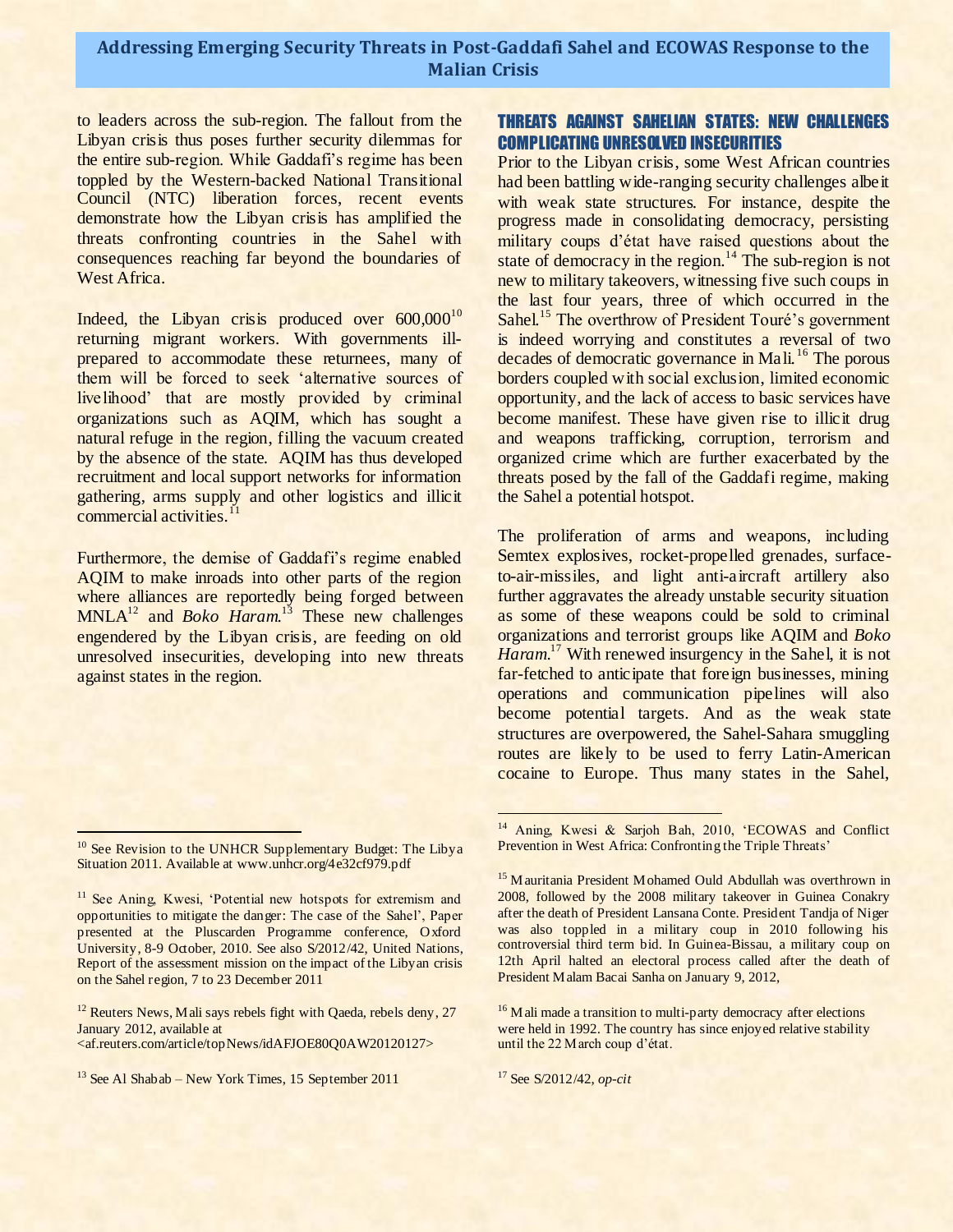to leaders across the sub-region. The fallout from the Libyan crisis thus poses further security dilemmas for the entire sub-region. While Gaddafi's regime has been toppled by the Western-backed National Transitional Council (NTC) liberation forces, recent events demonstrate how the Libyan crisis has amplified the threats confronting countries in the Sahel with consequences reaching far beyond the boundaries of West Africa.

Indeed, the Libyan crisis produced over 600,000[10] returning migrant workers. With governments ill-prepared to accommodate these returnees, many of them will be forced to seek 'alternative sources of livelihood' that are mostly provided by criminal organizations such as AQIM, which has sought a natural refuge in the region, filling the vacuum created by the absence of the state. AQIM has thus developed recruitment and local support networks for information gathering, arms supply and other logistics and illicit commercial activities.[11]

Furthermore, the demise of Gaddafi's regime enabled AQIM to make inroads into other parts of the region where alliances are reportedly being forged between MNLA[12] and *Boko Haram*.[13] These new challenges engendered by the Libyan crisis, are feeding on old unresolved insecurities, developing into new threats against states in the region.

## THREATS AGAINST SAHELIAN STATES: NEW CHALLENGES COMPLICATING UNRESOLVED INSECURITIES

Prior to the Libyan crisis, some West African countries had been battling wide-ranging security challenges albeit with weak state structures. For instance, despite the progress made in consolidating democracy, persisting military coups d'état have raised questions about the state of democracy in the region.[14] The sub-region is not new to military takeovers, witnessing five such coups in the last four years, three of which occurred in the Sahel.[15] The overthrow of President Touré's government is indeed worrying and constitutes a reversal of two decades of democratic governance in Mali.[16] The porous borders coupled with social exclusion, limited economic opportunity, and the lack of access to basic services have become manifest. These have given rise to illicit drug and weapons trafficking, corruption, terrorism and organized crime which are further exacerbated by the threats posed by the fall of the Gaddafi regime, making the Sahel a potential hotspot.

The proliferation of arms and weapons, including Semtex explosives, rocket-propelled grenades, surface-to-air-missiles, and light anti-aircraft artillery also further aggravates the already unstable security situation as some of these weapons could be sold to criminal organizations and terrorist groups like AQIM and *Boko Haram*.[17] With renewed insurgency in the Sahel, it is not far-fetched to anticipate that foreign businesses, mining operations and communication pipelines will also become potential targets. And as the weak state structures are overpowered, the Sahel-Sahara smuggling routes are likely to be used to ferry Latin-American cocaine to Europe. Thus many states in the Sahel,

---

[10] See Revision to the UNHCR Supplementary Budget: The Libya Situation 2011. Available at www.unhcr.org/4e32cf979.pdf

[11] See Aning, Kwesi, 'Potential new hotspots for extremism and opportunities to mitigate the danger: The case of the Sahel', Paper presented at the Pluscarden Programme conference, Oxford University, 8-9 October, 2010. See also S/2012/42, United Nations, Report of the assessment mission on the impact of the Libyan crisis on the Sahel region, 7 to 23 December 2011

[12] Reuters News, Mali says rebels fight with Qaeda, rebels deny, 27 January 2012, available at <af.reuters.com/article/topNews/idAFJOE80Q0AW20120127>

[13] See Al Shabab – New York Times, 15 September 2011

[14] Aning, Kwesi & Sarjoh Bah, 2010, 'ECOWAS and Conflict Prevention in West Africa: Confronting the Triple Threats'

[15] Mauritania President Mohamed Ould Abdullah was overthrown in 2008, followed by the 2008 military takeover in Guinea Conakry after the death of President Lansana Conte. President Tandja of Niger was also toppled in a military coup in 2010 following his controversial third term bid. In Guinea-Bissau, a military coup on 12th April halted an electoral process called after the death of President Malam Bacai Sanha on January 9, 2012,

[16] Mali made a transition to multi-party democracy after elections were held in 1992. The country has since enjoyed relative stability until the 22 March coup d'état.

[17] See S/2012/42, *op-cit*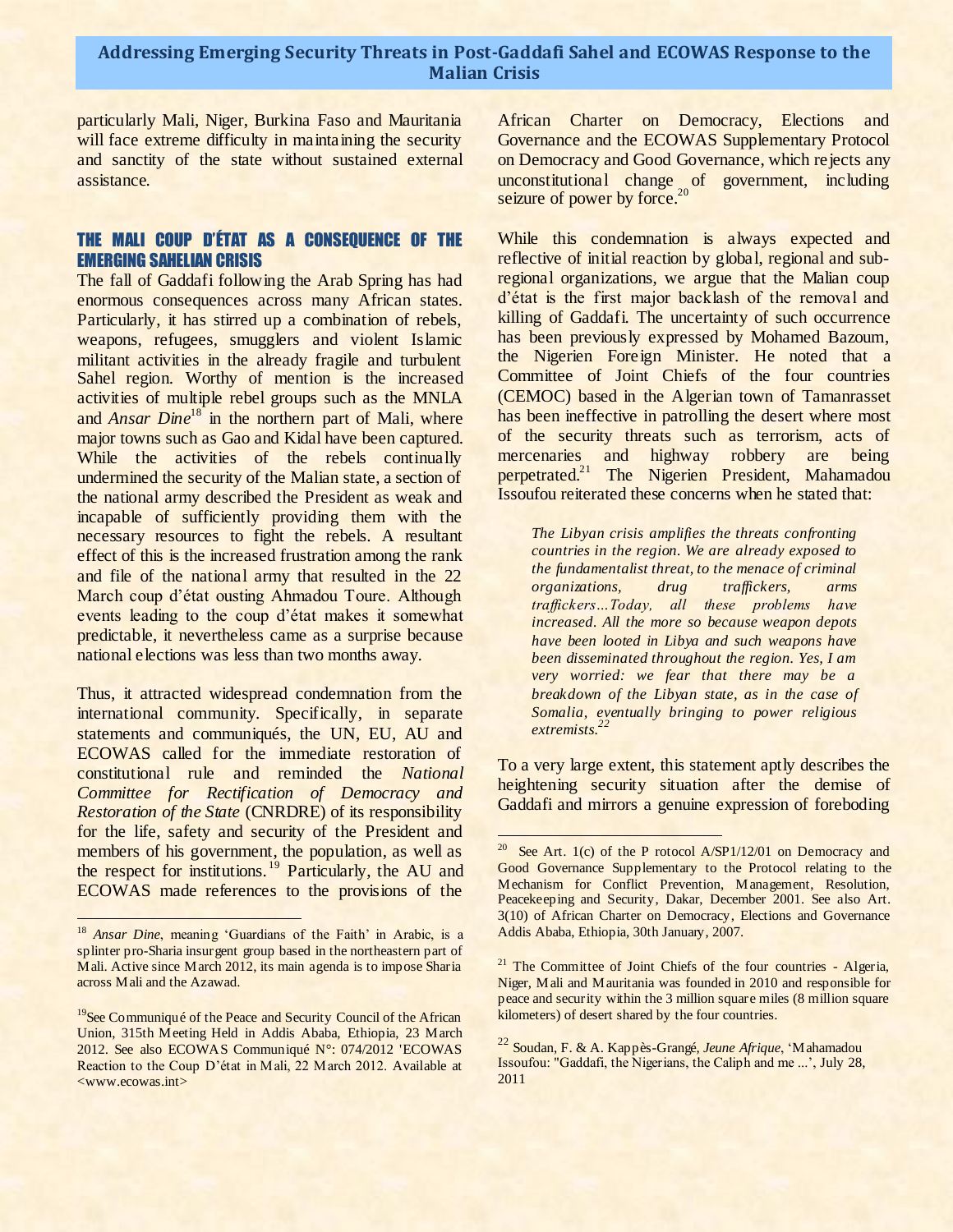particularly Mali, Niger, Burkina Faso and Mauritania will face extreme difficulty in maintaining the security and sanctity of the state without sustained external assistance.

## THE MALI COUP D'ÉTAT AS A CONSEQUENCE OF THE EMERGING SAHELIAN CRISIS

The fall of Gaddafi following the Arab Spring has had enormous consequences across many African states. Particularly, it has stirred up a combination of rebels, weapons, refugees, smugglers and violent Islamic militant activities in the already fragile and turbulent Sahel region. Worthy of mention is the increased activities of multiple rebel groups such as the MNLA and *Ansar Dine*[18] in the northern part of Mali, where major towns such as Gao and Kidal have been captured. While the activities of the rebels continually undermined the security of the Malian state, a section of the national army described the President as weak and incapable of sufficiently providing them with the necessary resources to fight the rebels. A resultant effect of this is the increased frustration among the rank and file of the national army that resulted in the 22 March coup d'état ousting Ahmadou Toure. Although events leading to the coup d'état makes it somewhat predictable, it nevertheless came as a surprise because national elections was less than two months away.

Thus, it attracted widespread condemnation from the international community. Specifically, in separate statements and communiqués, the UN, EU, AU and ECOWAS called for the immediate restoration of constitutional rule and reminded the *National Committee for Rectification of Democracy and Restoration of the State* (CNRDRE) of its responsibility for the life, safety and security of the President and members of his government, the population, as well as the respect for institutions.[19] Particularly, the AU and ECOWAS made references to the provisions of the African Charter on Democracy, Elections and Governance and the ECOWAS Supplementary Protocol on Democracy and Good Governance, which rejects any unconstitutional change of government, including seizure of power by force.[20]

While this condemnation is always expected and reflective of initial reaction by global, regional and sub-regional organizations, we argue that the Malian coup d'état is the first major backlash of the removal and killing of Gaddafi. The uncertainty of such occurrence has been previously expressed by Mohamed Bazoum, the Nigerien Foreign Minister. He noted that a Committee of Joint Chiefs of the four countries (CEMOC) based in the Algerian town of Tamanrasset has been ineffective in patrolling the desert where most of the security threats such as terrorism, acts of mercenaries and highway robbery are being perpetrated.[21] The Nigerien President, Mahamadou Issoufou reiterated these concerns when he stated that:

> *The Libyan crisis amplifies the threats confronting countries in the region. We are already exposed to the fundamentalist threat, to the menace of criminal organizations, drug traffickers, arms traffickers…Today, all these problems have increased. All the more so because weapon depots have been looted in Libya and such weapons have been disseminated throughout the region. Yes, I am very worried: we fear that there may be a breakdown of the Libyan state, as in the case of Somalia, eventually bringing to power religious extremists.*[22]

To a very large extent, this statement aptly describes the heightening security situation after the demise of Gaddafi and mirrors a genuine expression of foreboding

---

[18] *Ansar Dine*, meaning 'Guardians of the Faith' in Arabic, is a splinter pro-Sharia insurgent group based in the northeastern part of Mali. Active since March 2012, its main agenda is to impose Sharia across Mali and the Azawad.

[19] See Communiqué of the Peace and Security Council of the African Union, 315th Meeting Held in Addis Ababa, Ethiopia, 23 March 2012. See also ECOWAS Communiqué N°: 074/2012 'ECOWAS Reaction to the Coup D'état in Mali, 22 March 2012. Available at <www.ecowas.int>

[20] See Art. 1(c) of the P rotocol A/SP1/12/01 on Democracy and Good Governance Supplementary to the Protocol relating to the Mechanism for Conflict Prevention, Management, Resolution, Peacekeeping and Security, Dakar, December 2001. See also Art. 3(10) of African Charter on Democracy, Elections and Governance Addis Ababa, Ethiopia, 30th January, 2007.

[21] The Committee of Joint Chiefs of the four countries - Algeria, Niger, Mali and Mauritania was founded in 2010 and responsible for peace and security within the 3 million square miles (8 million square kilometers) of desert shared by the four countries.

[22] Soudan, F. & A. Kappès-Grangé, *Jeune Afrique*, 'Mahamadou Issoufou: "Gaddafi, the Nigerians, the Caliph and me ...', July 28, 2011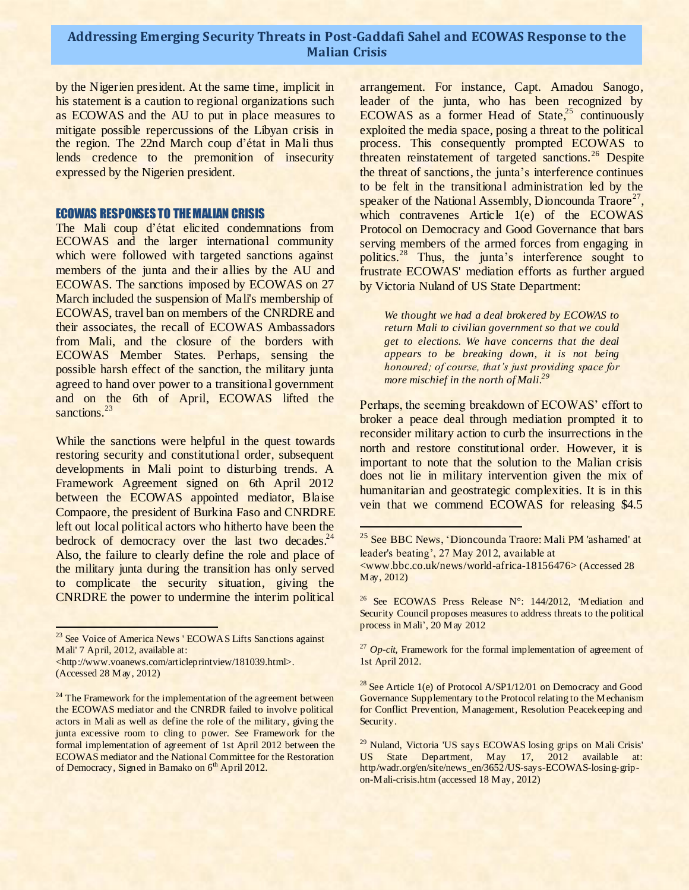by the Nigerien president. At the same time, implicit in his statement is a caution to regional organizations such as ECOWAS and the AU to put in place measures to mitigate possible repercussions of the Libyan crisis in the region. The 22nd March coup d'état in Mali thus lends credence to the premonition of insecurity expressed by the Nigerien president.

## ECOWAS RESPONSES TO THE MALIAN CRISIS

The Mali coup d'état elicited condemnations from ECOWAS and the larger international community which were followed with targeted sanctions against members of the junta and their allies by the AU and ECOWAS. The sanctions imposed by ECOWAS on 27 March included the suspension of Mali's membership of ECOWAS, travel ban on members of the CNRDRE and their associates, the recall of ECOWAS Ambassadors from Mali, and the closure of the borders with ECOWAS Member States. Perhaps, sensing the possible harsh effect of the sanction, the military junta agreed to hand over power to a transitional government and on the 6th of April, ECOWAS lifted the sanctions.[23]

While the sanctions were helpful in the quest towards restoring security and constitutional order, subsequent developments in Mali point to disturbing trends. A Framework Agreement signed on 6th April 2012 between the ECOWAS appointed mediator, Blaise Compaore, the president of Burkina Faso and CNRDRE left out local political actors who hitherto have been the bedrock of democracy over the last two decades.[24] Also, the failure to clearly define the role and place of the military junta during the transition has only served to complicate the security situation, giving the CNRDRE the power to undermine the interim political arrangement. For instance, Capt. Amadou Sanogo, leader of the junta, who has been recognized by ECOWAS as a former Head of State,[25] continuously exploited the media space, posing a threat to the political process. This consequently prompted ECOWAS to threaten reinstatement of targeted sanctions.[26] Despite the threat of sanctions, the junta's interference continues to be felt in the transitional administration led by the speaker of the National Assembly, Dioncounda Traore[27], which contravenes Article 1(e) of the ECOWAS Protocol on Democracy and Good Governance that bars serving members of the armed forces from engaging in politics.[28] Thus, the junta's interference sought to frustrate ECOWAS' mediation efforts as further argued by Victoria Nuland of US State Department:

> *We thought we had a deal brokered by ECOWAS to return Mali to civilian government so that we could get to elections. We have concerns that the deal appears to be breaking down, it is not being honoured; of course, that's just providing space for more mischief in the north of Mali.*[29]

Perhaps, the seeming breakdown of ECOWAS' effort to broker a peace deal through mediation prompted it to reconsider military action to curb the insurrections in the north and restore constitutional order. However, it is important to note that the solution to the Malian crisis does not lie in military intervention given the mix of humanitarian and geostrategic complexities. It is in this vein that we commend ECOWAS for releasing $4.5

---

[23] See Voice of America News ' ECOWAS Lifts Sanctions against Mali' 7 April, 2012, available at: <http://www.voanews.com/articleprintview/181039.html>. (Accessed 28 May, 2012)

[24] The Framework for the implementation of the agreement between the ECOWAS mediator and the CNRDR failed to involve political actors in Mali as well as define the role of the military, giving the junta excessive room to cling to power. See Framework for the formal implementation of agreement of 1st April 2012 between the ECOWAS mediator and the National Committee for the Restoration of Democracy, Signed in Bamako on 6th April 2012.

[25] See BBC News, 'Dioncounda Traore: Mali PM 'ashamed' at leader's beating', 27 May 2012, available at <www.bbc.co.uk/news/world-africa-18156476> (Accessed 28 May, 2012)

[26] See ECOWAS Press Release N°: 144/2012, 'Mediation and Security Council proposes measures to address threats to the political process in Mali', 20 May 2012

[27] *Op-cit,* Framework for the formal implementation of agreement of 1st April 2012.

[28] See Article 1(e) of Protocol A/SP1/12/01 on Democracy and Good Governance Supplementary to the Protocol relating to the Mechanism for Conflict Prevention, Management, Resolution Peacekeeping and Security.

[29] Nuland, Victoria 'US says ECOWAS losing grips on Mali Crisis' US State Department, May 17, 2012 available at: http/wadr.org/en/site/news_en/3652/US-says-ECOWAS-losing-grip-on-Mali-crisis.htm (accessed 18 May, 2012)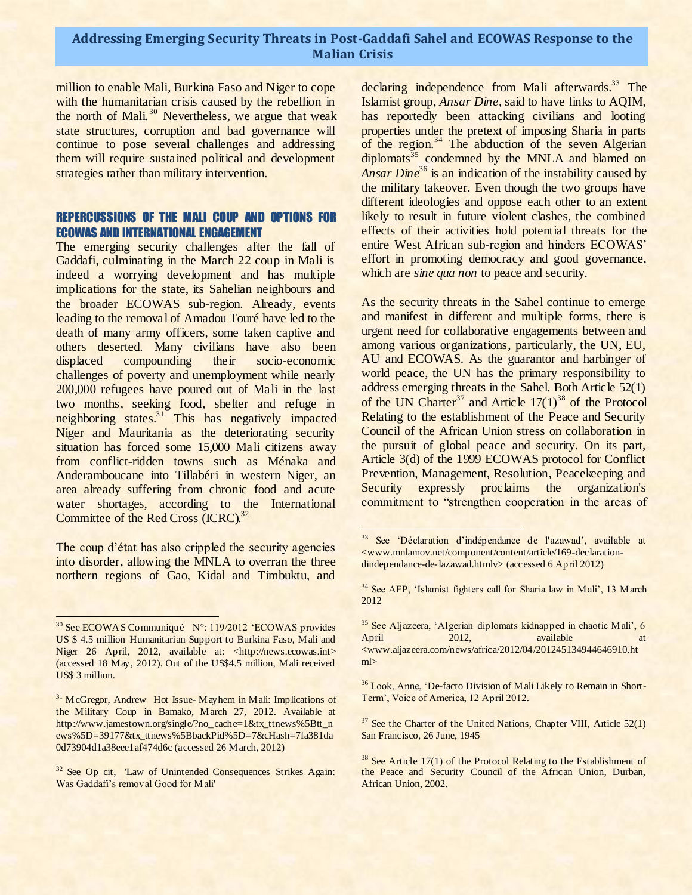million to enable Mali, Burkina Faso and Niger to cope with the humanitarian crisis caused by the rebellion in the north of Mali.[30] Nevertheless, we argue that weak state structures, corruption and bad governance will continue to pose several challenges and addressing them will require sustained political and development strategies rather than military intervention.

## REPERCUSSIONS OF THE MALI COUP AND OPTIONS FOR ECOWAS AND INTERNATIONAL ENGAGEMENT

The emerging security challenges after the fall of Gaddafi, culminating in the March 22 coup in Mali is indeed a worrying development and has multiple implications for the state, its Sahelian neighbours and the broader ECOWAS sub-region. Already, events leading to the removal of Amadou Touré have led to the death of many army officers, some taken captive and others deserted. Many civilians have also been displaced compounding their socio-economic challenges of poverty and unemployment while nearly 200,000 refugees have poured out of Mali in the last two months, seeking food, shelter and refuge in neighboring states.[31] This has negatively impacted Niger and Mauritania as the deteriorating security situation has forced some 15,000 Mali citizens away from conflict-ridden towns such as Ménaka and Anderamboucane into Tillabéri in western Niger, an area already suffering from chronic food and acute water shortages, according to the International Committee of the Red Cross (ICRC).[32]

The coup d'état has also crippled the security agencies into disorder, allowing the MNLA to overran the three northern regions of Gao, Kidal and Timbuktu, and declaring independence from Mali afterwards.[33] The Islamist group, *Ansar Dine*, said to have links to AQIM, has reportedly been attacking civilians and looting properties under the pretext of imposing Sharia in parts of the region.[34] The abduction of the seven Algerian diplomats[35] condemned by the MNLA and blamed on *Ansar Dine*[36] is an indication of the instability caused by the military takeover. Even though the two groups have different ideologies and oppose each other to an extent likely to result in future violent clashes, the combined effects of their activities hold potential threats for the entire West African sub-region and hinders ECOWAS' effort in promoting democracy and good governance, which are *sine qua non* to peace and security.

As the security threats in the Sahel continue to emerge and manifest in different and multiple forms, there is urgent need for collaborative engagements between and among various organizations, particularly, the UN, EU, AU and ECOWAS. As the guarantor and harbinger of world peace, the UN has the primary responsibility to address emerging threats in the Sahel. Both Article 52(1) of the UN Charter[37] and Article 17(1)[38] of the Protocol Relating to the establishment of the Peace and Security Council of the African Union stress on collaboration in the pursuit of global peace and security. On its part, Article 3(d) of the 1999 ECOWAS protocol for Conflict Prevention, Management, Resolution, Peacekeeping and Security expressly proclaims the organization's commitment to "strengthen cooperation in the areas of

---

[30] See ECOWAS Communiqué N°: 119/2012 'ECOWAS provides US $ 4.5 million Humanitarian Support to Burkina Faso, Mali and Niger 26 April, 2012, available at: <http://news.ecowas.int> (accessed 18 May, 2012). Out of the US$4.5 million, Mali received US$ 3 million.

[31] McGregor, Andrew Hot Issue- Mayhem in Mali: Implications of the Military Coup in Bamako, March 27, 2012. Available at http://www.jamestown.org/single/?no_cache=1&tx_ttnews%5Btt_news%5D=39177&tx_ttnews%5BbackPid%5D=7&cHash=7fa381da0d73904d1a38eee1af474d6c (accessed 26 March, 2012)

[32] See Op cit, 'Law of Unintended Consequences Strikes Again: Was Gaddafi's removal Good for Mali'

[33] See 'Déclaration d'indépendance de l'azawad', available at <www.mnlamov.net/component/content/article/169-declaration-dindependance-de-lazawad.htmlv> (accessed 6 April 2012)

[34] See AFP, 'Islamist fighters call for Sharia law in Mali', 13 March 2012

[35] See Aljazeera, 'Algerian diplomats kidnapped in chaotic Mali', 6 April 2012, available at <www.aljazeera.com/news/africa/2012/04/201245134944646910.html>

[36] Look, Anne, 'De-facto Division of Mali Likely to Remain in Short-Term', Voice of America, 12 April 2012.

[37] See the Charter of the United Nations, Chapter VIII, Article 52(1) San Francisco, 26 June, 1945

[38] See Article 17(1) of the Protocol Relating to the Establishment of the Peace and Security Council of the African Union, Durban, African Union, 2002.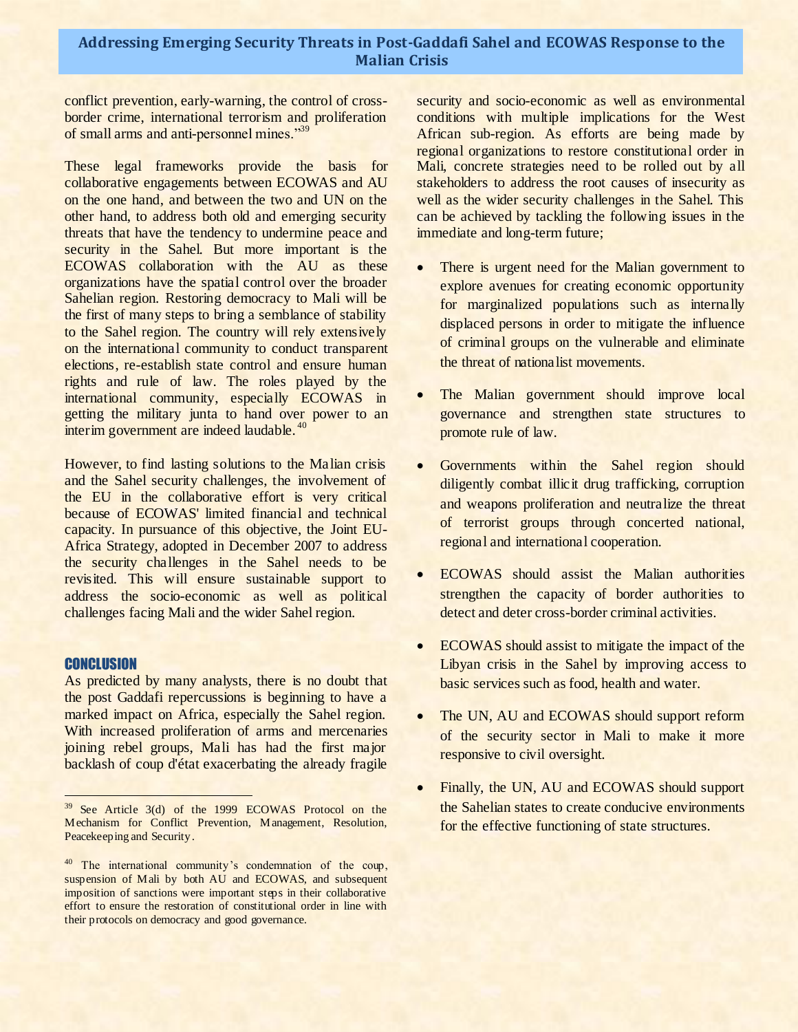conflict prevention, early-warning, the control of cross-border crime, international terrorism and proliferation of small arms and anti-personnel mines."[39]

These legal frameworks provide the basis for collaborative engagements between ECOWAS and AU on the one hand, and between the two and UN on the other hand, to address both old and emerging security threats that have the tendency to undermine peace and security in the Sahel. But more important is the ECOWAS collaboration with the AU as these organizations have the spatial control over the broader Sahelian region. Restoring democracy to Mali will be the first of many steps to bring a semblance of stability to the Sahel region. The country will rely extensively on the international community to conduct transparent elections, re-establish state control and ensure human rights and rule of law. The roles played by the international community, especially ECOWAS in getting the military junta to hand over power to an interim government are indeed laudable.[40]

However, to find lasting solutions to the Malian crisis and the Sahel security challenges, the involvement of the EU in the collaborative effort is very critical because of ECOWAS' limited financial and technical capacity. In pursuance of this objective, the Joint EU-Africa Strategy, adopted in December 2007 to address the security challenges in the Sahel needs to be revisited. This will ensure sustainable support to address the socio-economic as well as political challenges facing Mali and the wider Sahel region.

## CONCLUSION

As predicted by many analysts, there is no doubt that the post Gaddafi repercussions is beginning to have a marked impact on Africa, especially the Sahel region. With increased proliferation of arms and mercenaries joining rebel groups, Mali has had the first major backlash of coup d'état exacerbating the already fragile security and socio-economic as well as environmental conditions with multiple implications for the West African sub-region. As efforts are being made by regional organizations to restore constitutional order in Mali, concrete strategies need to be rolled out by all stakeholders to address the root causes of insecurity as well as the wider security challenges in the Sahel. This can be achieved by tackling the following issues in the immediate and long-term future;

- There is urgent need for the Malian government to explore avenues for creating economic opportunity for marginalized populations such as internally displaced persons in order to mitigate the influence of criminal groups on the vulnerable and eliminate the threat of nationalist movements.
- The Malian government should improve local governance and strengthen state structures to promote rule of law.
- Governments within the Sahel region should diligently combat illicit drug trafficking, corruption and weapons proliferation and neutralize the threat of terrorist groups through concerted national, regional and international cooperation.
- ECOWAS should assist the Malian authorities strengthen the capacity of border authorities to detect and deter cross-border criminal activities.
- ECOWAS should assist to mitigate the impact of the Libyan crisis in the Sahel by improving access to basic services such as food, health and water.
- The UN, AU and ECOWAS should support reform of the security sector in Mali to make it more responsive to civil oversight.
- Finally, the UN, AU and ECOWAS should support the Sahelian states to create conducive environments for the effective functioning of state structures.

---

[39] See Article 3(d) of the 1999 ECOWAS Protocol on the Mechanism for Conflict Prevention, Management, Resolution, Peacekeeping and Security.

[40] The international community's condemnation of the coup, suspension of Mali by both AU and ECOWAS, and subsequent imposition of sanctions were important steps in their collaborative effort to ensure the restoration of constitutional order in line with their protocols on democracy and good governance.